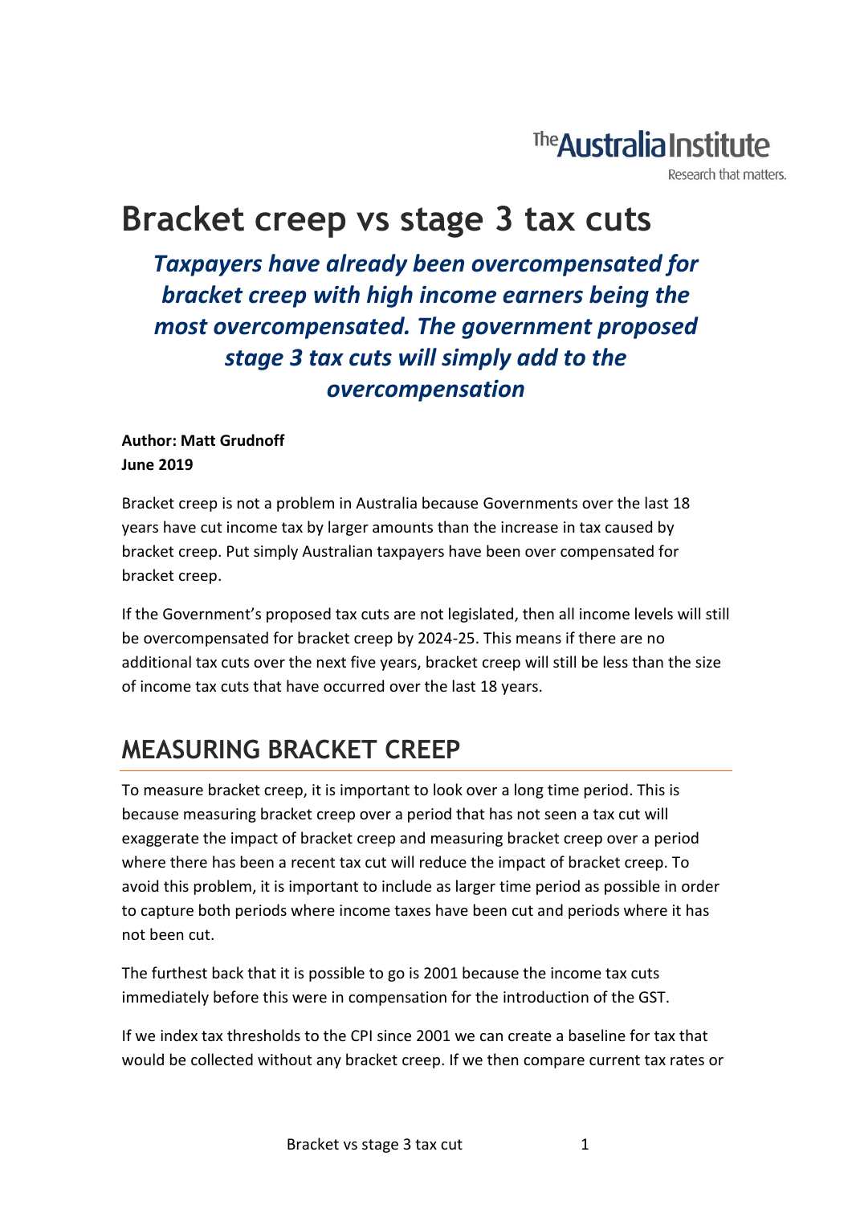The Australia Institute

Research that matters.

# Bracket creep vs stage 3 tax cuts

***Taxpayers have already been overcompensated for bracket creep with high income earners being the most overcompensated. The government proposed stage 3 tax cuts will simply add to the overcompensation***

**Author: Matt Grudnoff**
**June 2019**

Bracket creep is not a problem in Australia because Governments over the last 18 years have cut income tax by larger amounts than the increase in tax caused by bracket creep. Put simply Australian taxpayers have been over compensated for bracket creep.

If the Government's proposed tax cuts are not legislated, then all income levels will still be overcompensated for bracket creep by 2024-25. This means if there are no additional tax cuts over the next five years, bracket creep will still be less than the size of income tax cuts that have occurred over the last 18 years.

## MEASURING BRACKET CREEP

To measure bracket creep, it is important to look over a long time period. This is because measuring bracket creep over a period that has not seen a tax cut will exaggerate the impact of bracket creep and measuring bracket creep over a period where there has been a recent tax cut will reduce the impact of bracket creep. To avoid this problem, it is important to include as larger time period as possible in order to capture both periods where income taxes have been cut and periods where it has not been cut.

The furthest back that it is possible to go is 2001 because the income tax cuts immediately before this were in compensation for the introduction of the GST.

If we index tax thresholds to the CPI since 2001 we can create a baseline for tax that would be collected without any bracket creep. If we then compare current tax rates or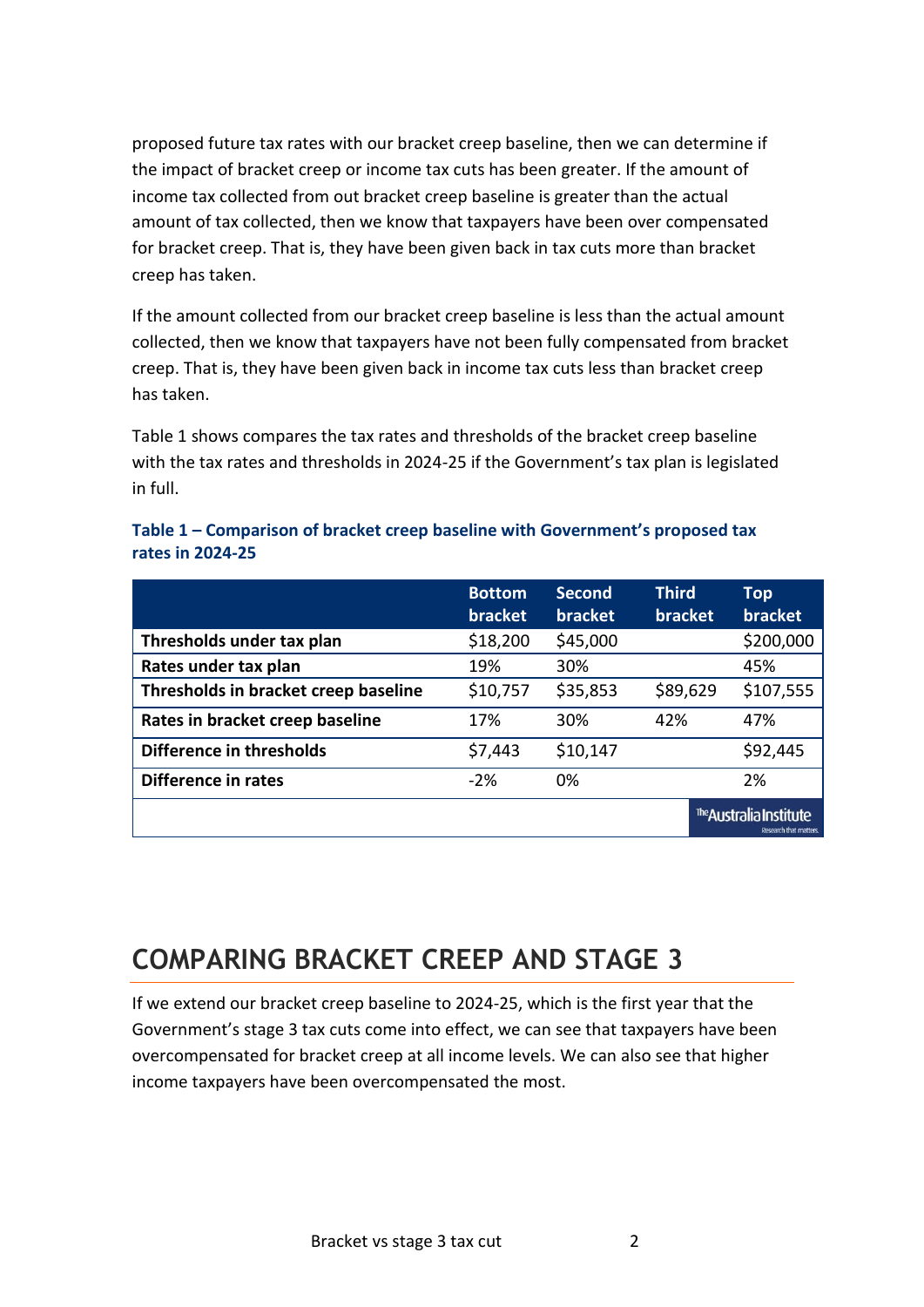proposed future tax rates with our bracket creep baseline, then we can determine if the impact of bracket creep or income tax cuts has been greater. If the amount of income tax collected from out bracket creep baseline is greater than the actual amount of tax collected, then we know that taxpayers have been over compensated for bracket creep. That is, they have been given back in tax cuts more than bracket creep has taken.

If the amount collected from our bracket creep baseline is less than the actual amount collected, then we know that taxpayers have not been fully compensated from bracket creep. That is, they have been given back in income tax cuts less than bracket creep has taken.

Table 1 shows compares the tax rates and thresholds of the bracket creep baseline with the tax rates and thresholds in 2024-25 if the Government's tax plan is legislated in full.

**Table 1 – Comparison of bracket creep baseline with Government's proposed tax rates in 2024-25**

| | Bottom bracket | Second bracket | Third bracket | Top bracket |
|---|---|---|---|---|
| **Thresholds under tax plan** | $18,200 | $45,000 | | $200,000 |
| **Rates under tax plan** | 19% | 30% | | 45% |
| **Thresholds in bracket creep baseline** | $10,757 | $35,853 | $89,629 | $107,555 |
| **Rates in bracket creep baseline** | 17% | 30% | 42% | 47% |
| **Difference in thresholds** | $7,443 | $10,147 | | $92,445 |
| **Difference in rates** | -2% | 0% | | 2% |

## COMPARING BRACKET CREEP AND STAGE 3

If we extend our bracket creep baseline to 2024-25, which is the first year that the Government's stage 3 tax cuts come into effect, we can see that taxpayers have been overcompensated for bracket creep at all income levels. We can also see that higher income taxpayers have been overcompensated the most.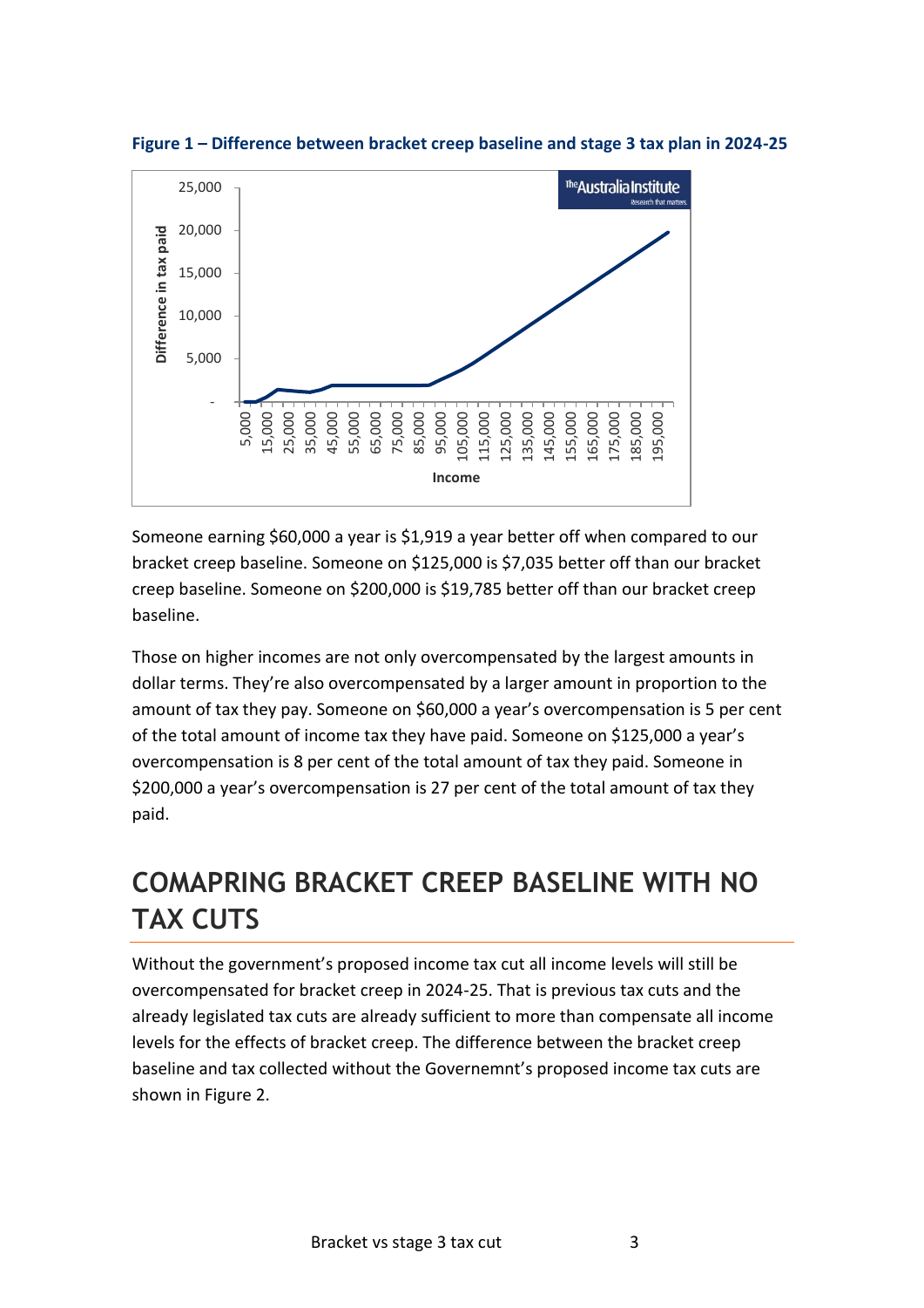**Figure 1 – Difference between bracket creep baseline and stage 3 tax plan in 2024-25**

Someone earning $60,000 a year is $1,919 a year better off when compared to our bracket creep baseline. Someone on $125,000 is $7,035 better off than our bracket creep baseline. Someone on $200,000 is $19,785 better off than our bracket creep baseline.

Those on higher incomes are not only overcompensated by the largest amounts in dollar terms. They're also overcompensated by a larger amount in proportion to the amount of tax they pay. Someone on $60,000 a year's overcompensation is 5 per cent of the total amount of income tax they have paid. Someone on $125,000 a year's overcompensation is 8 per cent of the total amount of tax they paid. Someone in $200,000 a year's overcompensation is 27 per cent of the total amount of tax they paid.

## COMAPRING BRACKET CREEP BASELINE WITH NO TAX CUTS

Without the government's proposed income tax cut all income levels will still be overcompensated for bracket creep in 2024-25. That is previous tax cuts and the already legislated tax cuts are already sufficient to more than compensate all income levels for the effects of bracket creep. The difference between the bracket creep baseline and tax collected without the Governemnt's proposed income tax cuts are shown in Figure 2.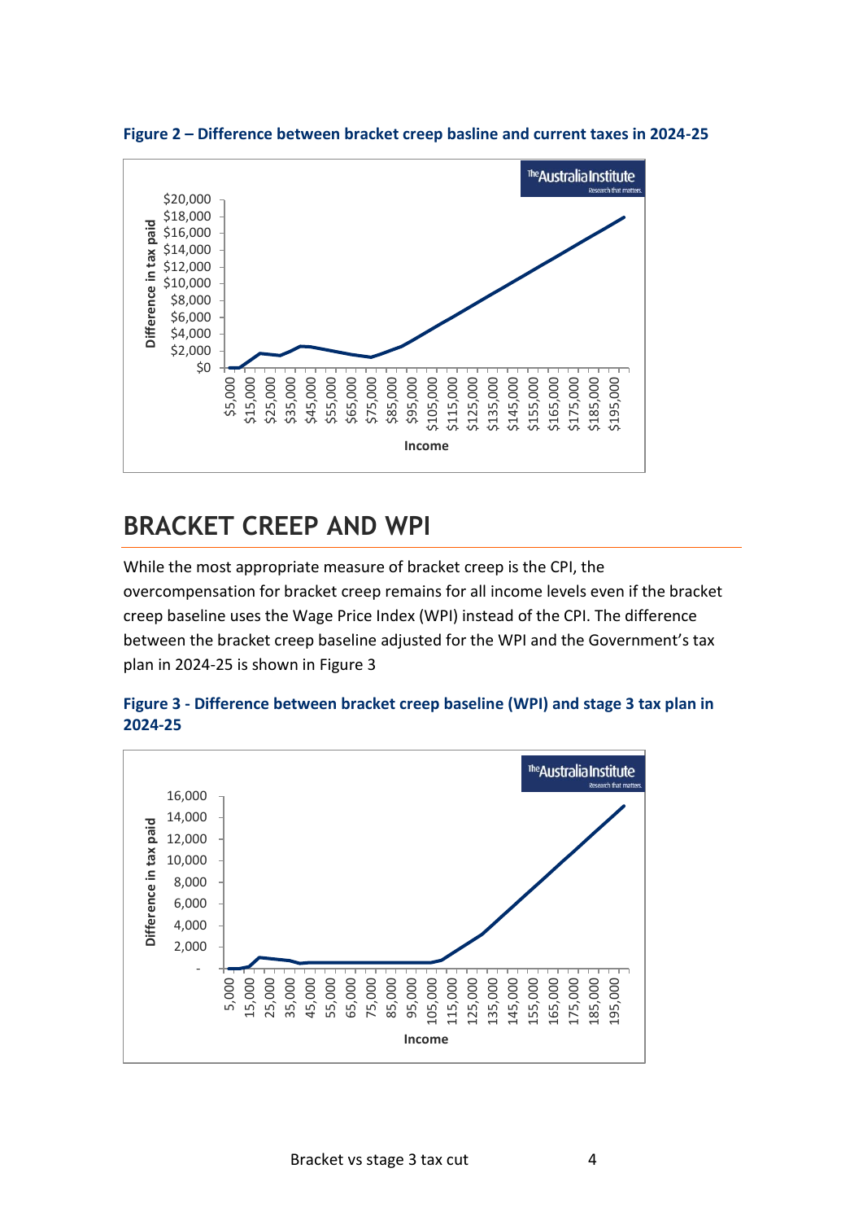**Figure 2 – Difference between bracket creep basline and current taxes in 2024-25**

The Australia Institute
Research that matters.

Difference in tax paid

$20,000
$18,000
$16,000
$14,000
$12,000
$10,000
$8,000
$6,000
$4,000
$2,000
$0

$5,000 $15,000 $25,000 $35,000 $45,000 $55,000 $65,000 $75,000 $85,000 $95,000 $105,000 $115,000 $125,000 $135,000 $145,000 $155,000 $165,000 $175,000 $185,000 $195,000

Income

## BRACKET CREEP AND WPI

While the most appropriate measure of bracket creep is the CPI, the overcompensation for bracket creep remains for all income levels even if the bracket creep baseline uses the Wage Price Index (WPI) instead of the CPI. The difference between the bracket creep baseline adjusted for the WPI and the Government's tax plan in 2024-25 is shown in Figure 3

**Figure 3 - Difference between bracket creep baseline (WPI) and stage 3 tax plan in 2024-25**

The Australia Institute
Research that matters.

Difference in tax paid

16,000
14,000
12,000
10,000
8,000
6,000
4,000
2,000
-

5,000 15,000 25,000 35,000 45,000 55,000 65,000 75,000 85,000 95,000 105,000 115,000 125,000 135,000 145,000 155,000 165,000 175,000 185,000 195,000

Income